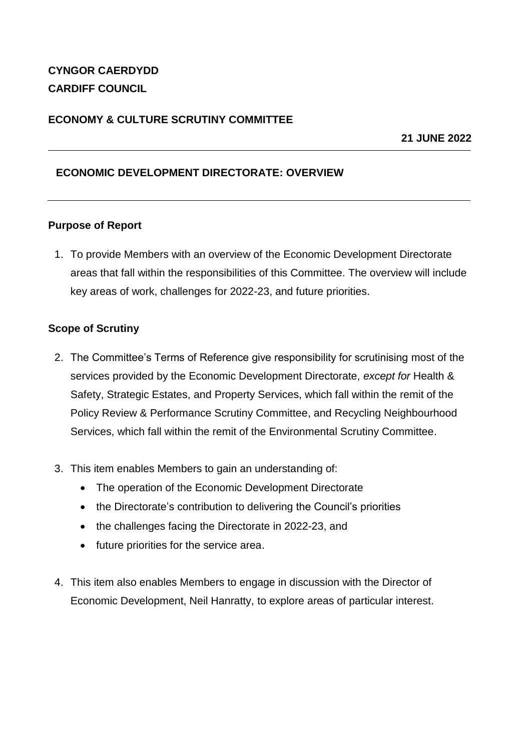**CYNGOR CAERDYDD**
**CARDIFF COUNCIL**

**ECONOMY & CULTURE SCRUTINY COMMITTEE**

**21 JUNE 2022**

---

## ECONOMIC DEVELOPMENT DIRECTORATE: OVERVIEW

---

### Purpose of Report

1. To provide Members with an overview of the Economic Development Directorate areas that fall within the responsibilities of this Committee. The overview will include key areas of work, challenges for 2022-23, and future priorities.

### Scope of Scrutiny

2. The Committee's Terms of Reference give responsibility for scrutinising most of the services provided by the Economic Development Directorate, *except for* Health & Safety, Strategic Estates, and Property Services, which fall within the remit of the Policy Review & Performance Scrutiny Committee, and Recycling Neighbourhood Services, which fall within the remit of the Environmental Scrutiny Committee.

3. This item enables Members to gain an understanding of:
   - The operation of the Economic Development Directorate
   - the Directorate's contribution to delivering the Council's priorities
   - the challenges facing the Directorate in 2022-23, and
   - future priorities for the service area.

4. This item also enables Members to engage in discussion with the Director of Economic Development, Neil Hanratty, to explore areas of particular interest.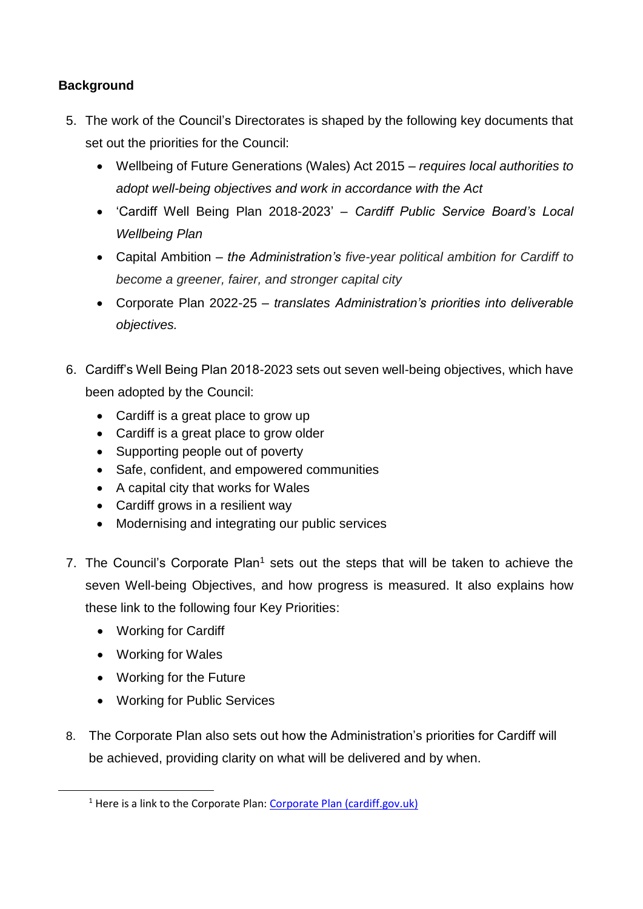**Background**

5. The work of the Council's Directorates is shaped by the following key documents that set out the priorities for the Council:
    - Wellbeing of Future Generations (Wales) Act 2015 – *requires local authorities to adopt well-being objectives and work in accordance with the Act*
    - 'Cardiff Well Being Plan 2018-2023' – *Cardiff Public Service Board's Local Wellbeing Plan*
    - Capital Ambition – *the Administration's five-year political ambition for Cardiff to become a greener, fairer, and stronger capital city*
    - Corporate Plan 2022-25 – *translates Administration's priorities into deliverable objectives.*

6. Cardiff's Well Being Plan 2018-2023 sets out seven well-being objectives, which have been adopted by the Council:
    - Cardiff is a great place to grow up
    - Cardiff is a great place to grow older
    - Supporting people out of poverty
    - Safe, confident, and empowered communities
    - A capital city that works for Wales
    - Cardiff grows in a resilient way
    - Modernising and integrating our public services

7. The Council's Corporate Plan[1] sets out the steps that will be taken to achieve the seven Well-being Objectives, and how progress is measured. It also explains how these link to the following four Key Priorities:
    - Working for Cardiff
    - Working for Wales
    - Working for the Future
    - Working for Public Services

8. The Corporate Plan also sets out how the Administration's priorities for Cardiff will be achieved, providing clarity on what will be delivered and by when.

---

[1] Here is a link to the Corporate Plan: [Corporate Plan (cardiff.gov.uk)](Corporate Plan (cardiff.gov.uk))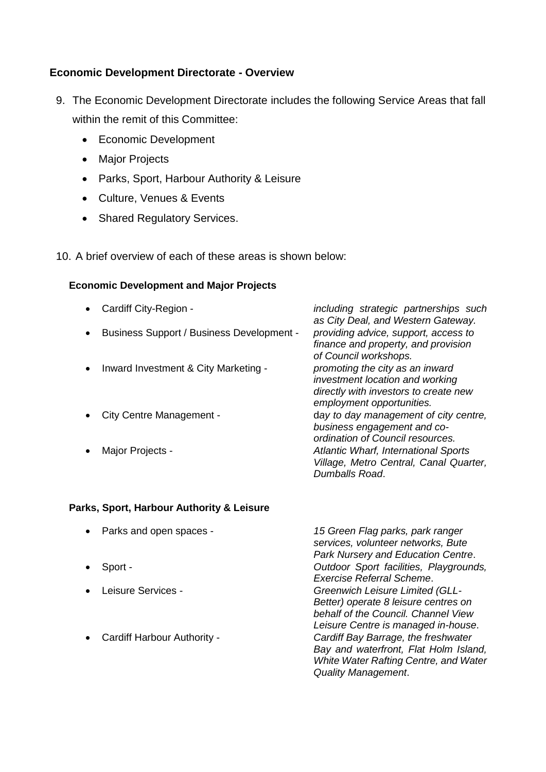**Economic Development Directorate - Overview**

9. The Economic Development Directorate includes the following Service Areas that fall within the remit of this Committee:

   - Economic Development
   - Major Projects
   - Parks, Sport, Harbour Authority & Leisure
   - Culture, Venues & Events
   - Shared Regulatory Services.

10. A brief overview of each of these areas is shown below:

**Economic Development and Major Projects**

- Cardiff City-Region - *including strategic partnerships such as City Deal, and Western Gateway.*
- Business Support / Business Development - *providing advice, support, access to finance and property, and provision of Council workshops.*
- Inward Investment & City Marketing - *promoting the city as an inward investment location and working directly with investors to create new employment opportunities.*
- City Centre Management - d*ay to day management of city centre, business engagement and co-ordination of Council resources.*
- Major Projects - *Atlantic Wharf, International Sports Village, Metro Central, Canal Quarter, Dumballs Road*.

**Parks, Sport, Harbour Authority & Leisure**

- Parks and open spaces - *15 Green Flag parks, park ranger services, volunteer networks, Bute Park Nursery and Education Centre*.
- Sport - *Outdoor Sport facilities, Playgrounds, Exercise Referral Scheme*.
- Leisure Services - *Greenwich Leisure Limited (GLL-Better) operate 8 leisure centres on behalf of the Council. Channel View Leisure Centre is managed in-house*.
- Cardiff Harbour Authority - *Cardiff Bay Barrage, the freshwater Bay and waterfront, Flat Holm Island, White Water Rafting Centre, and Water Quality Management*.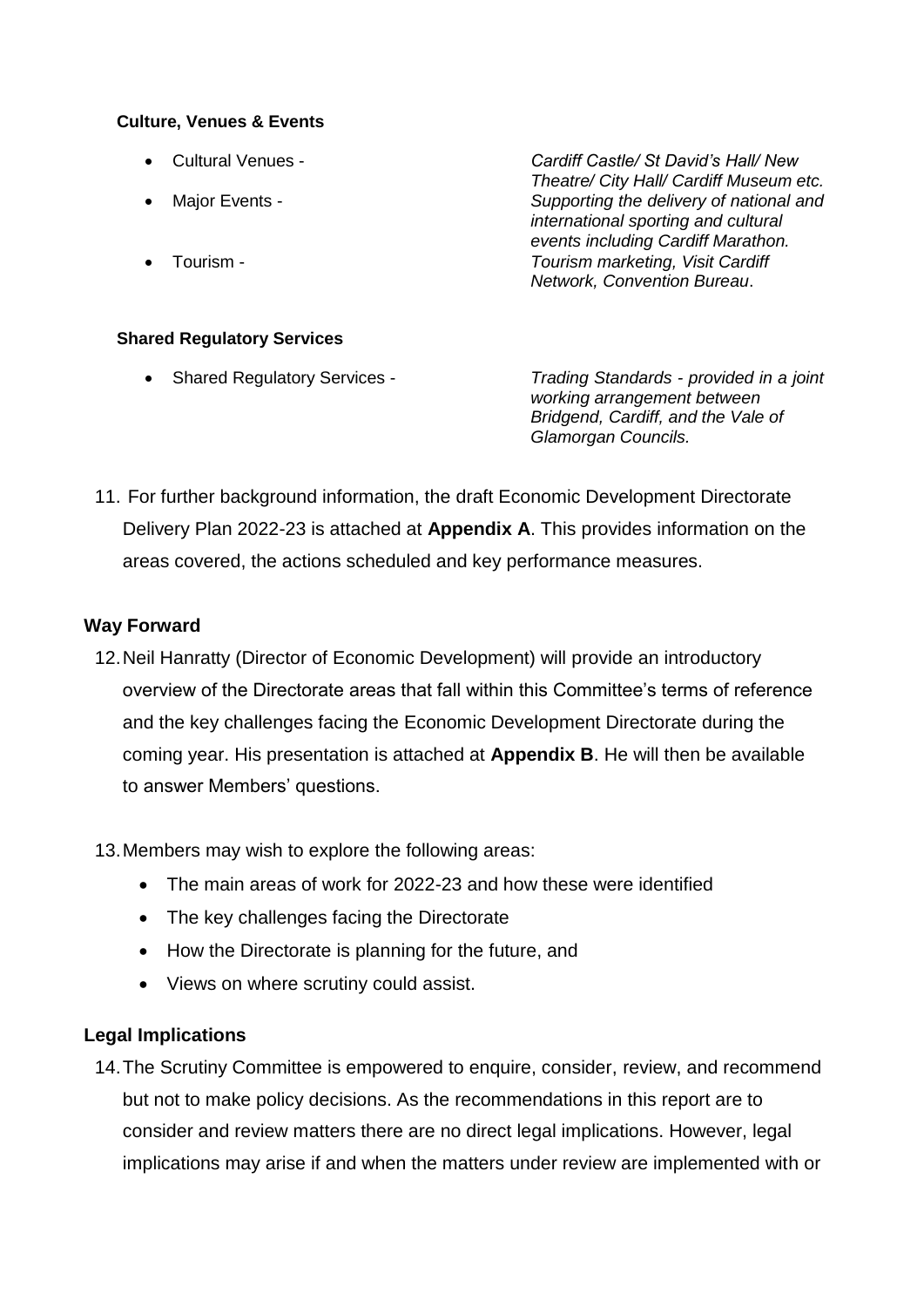**Culture, Venues & Events**

- Cultural Venues - *Cardiff Castle/ St David's Hall/ New Theatre/ City Hall/ Cardiff Museum etc.*
- Major Events - *Supporting the delivery of national and international sporting and cultural events including Cardiff Marathon.*
- Tourism - *Tourism marketing, Visit Cardiff Network, Convention Bureau*.

**Shared Regulatory Services**

- Shared Regulatory Services - *Trading Standards - provided in a joint working arrangement between Bridgend, Cardiff, and the Vale of Glamorgan Councils.*

11. For further background information, the draft Economic Development Directorate Delivery Plan 2022-23 is attached at **Appendix A**. This provides information on the areas covered, the actions scheduled and key performance measures.

**Way Forward**

12. Neil Hanratty (Director of Economic Development) will provide an introductory overview of the Directorate areas that fall within this Committee's terms of reference and the key challenges facing the Economic Development Directorate during the coming year. His presentation is attached at **Appendix B**. He will then be available to answer Members' questions.

13. Members may wish to explore the following areas:
    - The main areas of work for 2022-23 and how these were identified
    - The key challenges facing the Directorate
    - How the Directorate is planning for the future, and
    - Views on where scrutiny could assist.

**Legal Implications**

14. The Scrutiny Committee is empowered to enquire, consider, review, and recommend but not to make policy decisions. As the recommendations in this report are to consider and review matters there are no direct legal implications. However, legal implications may arise if and when the matters under review are implemented with or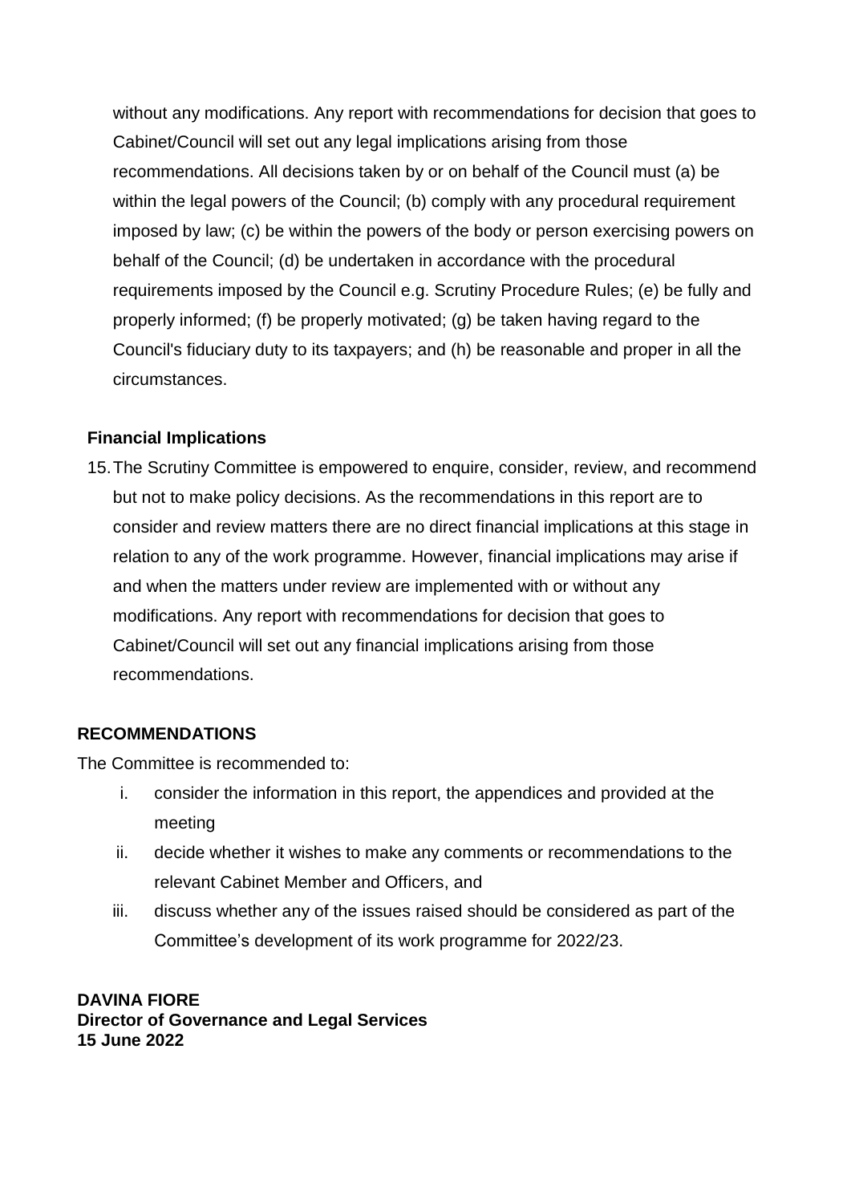without any modifications. Any report with recommendations for decision that goes to Cabinet/Council will set out any legal implications arising from those recommendations. All decisions taken by or on behalf of the Council must (a) be within the legal powers of the Council; (b) comply with any procedural requirement imposed by law; (c) be within the powers of the body or person exercising powers on behalf of the Council; (d) be undertaken in accordance with the procedural requirements imposed by the Council e.g. Scrutiny Procedure Rules; (e) be fully and properly informed; (f) be properly motivated; (g) be taken having regard to the Council's fiduciary duty to its taxpayers; and (h) be reasonable and proper in all the circumstances.

**Financial Implications**

15. The Scrutiny Committee is empowered to enquire, consider, review, and recommend but not to make policy decisions. As the recommendations in this report are to consider and review matters there are no direct financial implications at this stage in relation to any of the work programme. However, financial implications may arise if and when the matters under review are implemented with or without any modifications. Any report with recommendations for decision that goes to Cabinet/Council will set out any financial implications arising from those recommendations.

**RECOMMENDATIONS**

The Committee is recommended to:

i. consider the information in this report, the appendices and provided at the meeting
ii. decide whether it wishes to make any comments or recommendations to the relevant Cabinet Member and Officers, and
iii. discuss whether any of the issues raised should be considered as part of the Committee's development of its work programme for 2022/23.

**DAVINA FIORE**
**Director of Governance and Legal Services**
**15 June 2022**